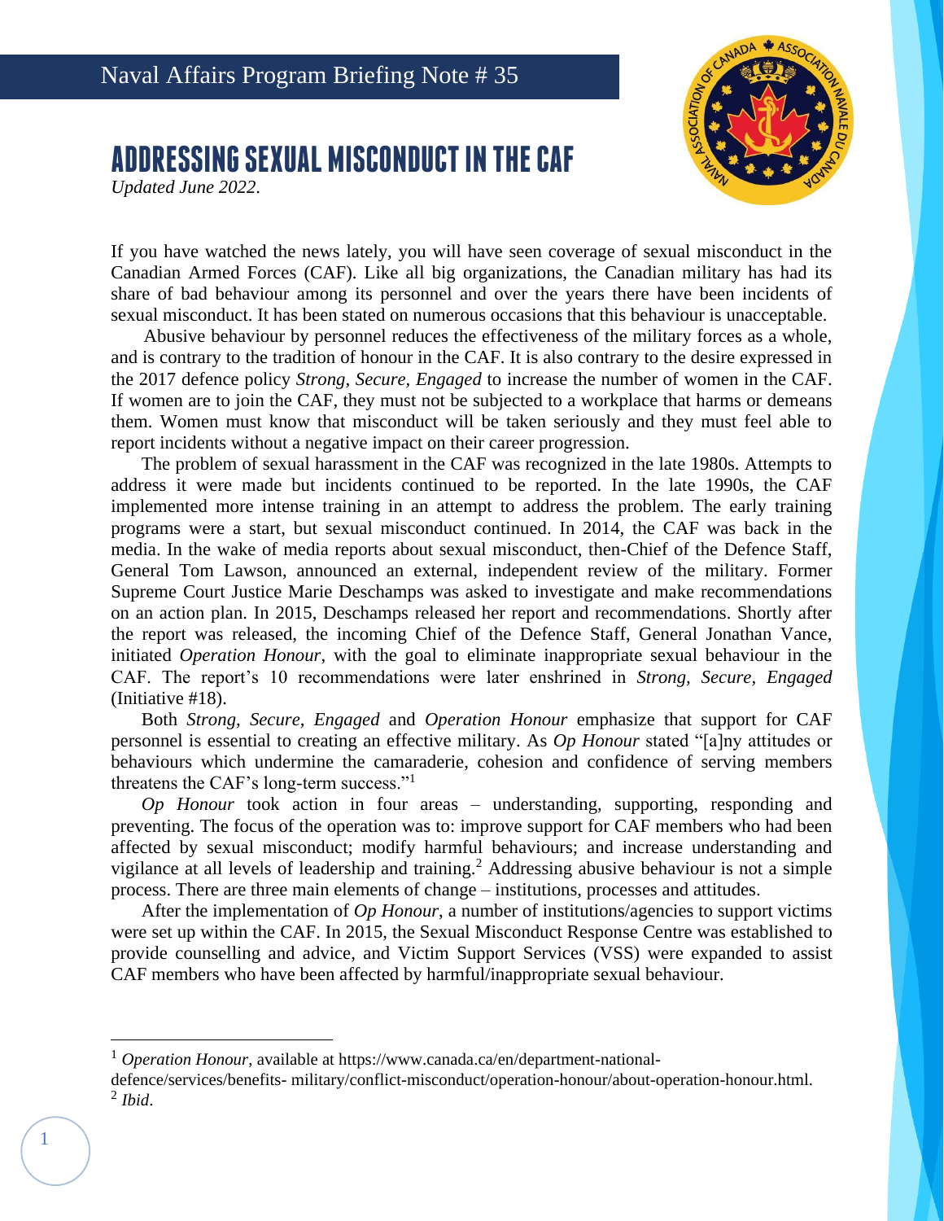Naval Affairs Program Briefing Note # 35

# ADDRESSING SEXUAL MISCONDUCT IN THE CAF

*Updated June 2022.*

If you have watched the news lately, you will have seen coverage of sexual misconduct in the Canadian Armed Forces (CAF). Like all big organizations, the Canadian military has had its share of bad behaviour among its personnel and over the years there have been incidents of sexual misconduct. It has been stated on numerous occasions that this behaviour is unacceptable.

Abusive behaviour by personnel reduces the effectiveness of the military forces as a whole, and is contrary to the tradition of honour in the CAF. It is also contrary to the desire expressed in the 2017 defence policy *Strong, Secure, Engaged* to increase the number of women in the CAF. If women are to join the CAF, they must not be subjected to a workplace that harms or demeans them. Women must know that misconduct will be taken seriously and they must feel able to report incidents without a negative impact on their career progression.

The problem of sexual harassment in the CAF was recognized in the late 1980s. Attempts to address it were made but incidents continued to be reported. In the late 1990s, the CAF implemented more intense training in an attempt to address the problem. The early training programs were a start, but sexual misconduct continued. In 2014, the CAF was back in the media. In the wake of media reports about sexual misconduct, then-Chief of the Defence Staff, General Tom Lawson, announced an external, independent review of the military. Former Supreme Court Justice Marie Deschamps was asked to investigate and make recommendations on an action plan. In 2015, Deschamps released her report and recommendations. Shortly after the report was released, the incoming Chief of the Defence Staff, General Jonathan Vance, initiated *Operation Honour*, with the goal to eliminate inappropriate sexual behaviour in the CAF. The report's 10 recommendations were later enshrined in *Strong, Secure, Engaged* (Initiative #18).

Both *Strong, Secure, Engaged* and *Operation Honour* emphasize that support for CAF personnel is essential to creating an effective military. As *Op Honour* stated "[a]ny attitudes or behaviours which undermine the camaraderie, cohesion and confidence of serving members threatens the CAF's long-term success."[1]

*Op Honour* took action in four areas – understanding, supporting, responding and preventing. The focus of the operation was to: improve support for CAF members who had been affected by sexual misconduct; modify harmful behaviours; and increase understanding and vigilance at all levels of leadership and training.[2] Addressing abusive behaviour is not a simple process. There are three main elements of change – institutions, processes and attitudes.

After the implementation of *Op Honour*, a number of institutions/agencies to support victims were set up within the CAF. In 2015, the Sexual Misconduct Response Centre was established to provide counselling and advice, and Victim Support Services (VSS) were expanded to assist CAF members who have been affected by harmful/inappropriate sexual behaviour.

---

[1] *Operation Honour*, available at https://www.canada.ca/en/department-national-defence/services/benefits- military/conflict-misconduct/operation-honour/about-operation-honour.html.

[2] *Ibid*.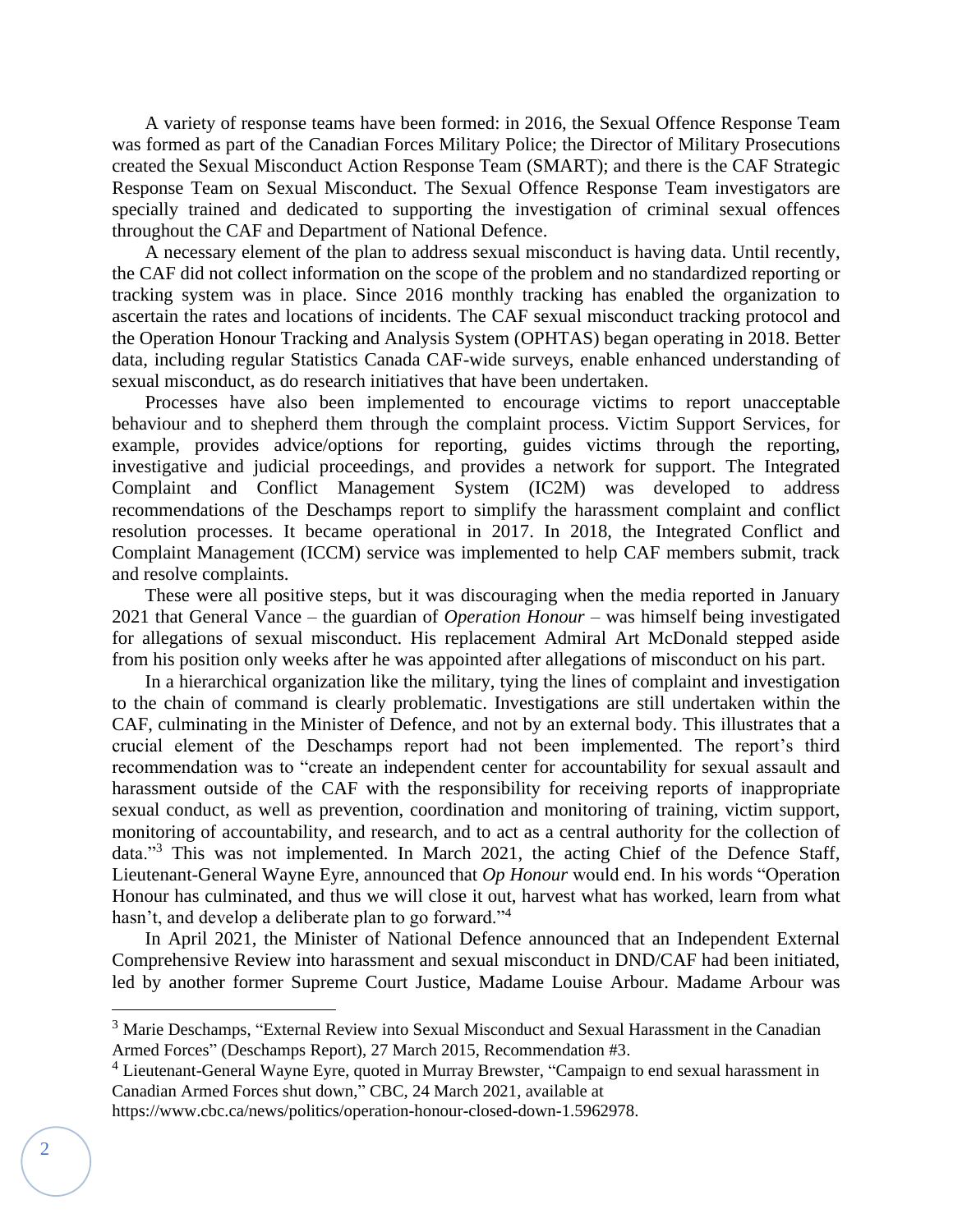A variety of response teams have been formed: in 2016, the Sexual Offence Response Team was formed as part of the Canadian Forces Military Police; the Director of Military Prosecutions created the Sexual Misconduct Action Response Team (SMART); and there is the CAF Strategic Response Team on Sexual Misconduct. The Sexual Offence Response Team investigators are specially trained and dedicated to supporting the investigation of criminal sexual offences throughout the CAF and Department of National Defence.

A necessary element of the plan to address sexual misconduct is having data. Until recently, the CAF did not collect information on the scope of the problem and no standardized reporting or tracking system was in place. Since 2016 monthly tracking has enabled the organization to ascertain the rates and locations of incidents. The CAF sexual misconduct tracking protocol and the Operation Honour Tracking and Analysis System (OPHTAS) began operating in 2018. Better data, including regular Statistics Canada CAF-wide surveys, enable enhanced understanding of sexual misconduct, as do research initiatives that have been undertaken.

Processes have also been implemented to encourage victims to report unacceptable behaviour and to shepherd them through the complaint process. Victim Support Services, for example, provides advice/options for reporting, guides victims through the reporting, investigative and judicial proceedings, and provides a network for support. The Integrated Complaint and Conflict Management System (IC2M) was developed to address recommendations of the Deschamps report to simplify the harassment complaint and conflict resolution processes. It became operational in 2017. In 2018, the Integrated Conflict and Complaint Management (ICCM) service was implemented to help CAF members submit, track and resolve complaints.

These were all positive steps, but it was discouraging when the media reported in January 2021 that General Vance – the guardian of *Operation Honour* – was himself being investigated for allegations of sexual misconduct. His replacement Admiral Art McDonald stepped aside from his position only weeks after he was appointed after allegations of misconduct on his part.

In a hierarchical organization like the military, tying the lines of complaint and investigation to the chain of command is clearly problematic. Investigations are still undertaken within the CAF, culminating in the Minister of Defence, and not by an external body. This illustrates that a crucial element of the Deschamps report had not been implemented. The report's third recommendation was to "create an independent center for accountability for sexual assault and harassment outside of the CAF with the responsibility for receiving reports of inappropriate sexual conduct, as well as prevention, coordination and monitoring of training, victim support, monitoring of accountability, and research, and to act as a central authority for the collection of data."[3] This was not implemented. In March 2021, the acting Chief of the Defence Staff, Lieutenant-General Wayne Eyre, announced that *Op Honour* would end. In his words "Operation Honour has culminated, and thus we will close it out, harvest what has worked, learn from what hasn't, and develop a deliberate plan to go forward."[4]

In April 2021, the Minister of National Defence announced that an Independent External Comprehensive Review into harassment and sexual misconduct in DND/CAF had been initiated, led by another former Supreme Court Justice, Madame Louise Arbour. Madame Arbour was

---

[3] Marie Deschamps, "External Review into Sexual Misconduct and Sexual Harassment in the Canadian Armed Forces" (Deschamps Report), 27 March 2015, Recommendation #3.

[4] Lieutenant-General Wayne Eyre, quoted in Murray Brewster, "Campaign to end sexual harassment in Canadian Armed Forces shut down," CBC, 24 March 2021, available at https://www.cbc.ca/news/politics/operation-honour-closed-down-1.5962978.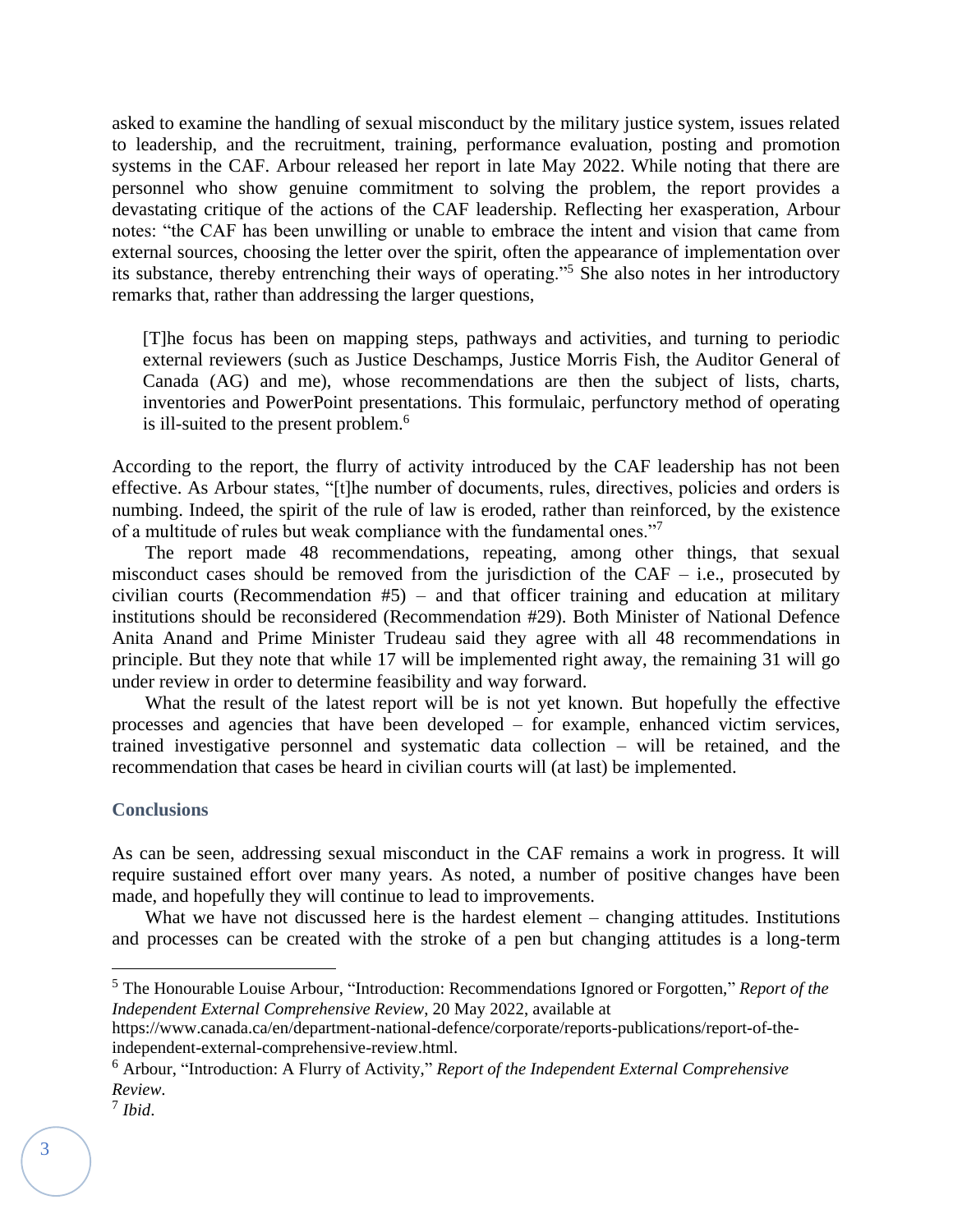asked to examine the handling of sexual misconduct by the military justice system, issues related to leadership, and the recruitment, training, performance evaluation, posting and promotion systems in the CAF. Arbour released her report in late May 2022. While noting that there are personnel who show genuine commitment to solving the problem, the report provides a devastating critique of the actions of the CAF leadership. Reflecting her exasperation, Arbour notes: "the CAF has been unwilling or unable to embrace the intent and vision that came from external sources, choosing the letter over the spirit, often the appearance of implementation over its substance, thereby entrenching their ways of operating."[5] She also notes in her introductory remarks that, rather than addressing the larger questions,

> [T]he focus has been on mapping steps, pathways and activities, and turning to periodic external reviewers (such as Justice Deschamps, Justice Morris Fish, the Auditor General of Canada (AG) and me), whose recommendations are then the subject of lists, charts, inventories and PowerPoint presentations. This formulaic, perfunctory method of operating is ill-suited to the present problem.[6]

According to the report, the flurry of activity introduced by the CAF leadership has not been effective. As Arbour states, "[t]he number of documents, rules, directives, policies and orders is numbing. Indeed, the spirit of the rule of law is eroded, rather than reinforced, by the existence of a multitude of rules but weak compliance with the fundamental ones."[7]

The report made 48 recommendations, repeating, among other things, that sexual misconduct cases should be removed from the jurisdiction of the CAF – i.e., prosecuted by civilian courts (Recommendation #5) – and that officer training and education at military institutions should be reconsidered (Recommendation #29). Both Minister of National Defence Anita Anand and Prime Minister Trudeau said they agree with all 48 recommendations in principle. But they note that while 17 will be implemented right away, the remaining 31 will go under review in order to determine feasibility and way forward.

What the result of the latest report will be is not yet known. But hopefully the effective processes and agencies that have been developed – for example, enhanced victim services, trained investigative personnel and systematic data collection – will be retained, and the recommendation that cases be heard in civilian courts will (at last) be implemented.

## Conclusions

As can be seen, addressing sexual misconduct in the CAF remains a work in progress. It will require sustained effort over many years. As noted, a number of positive changes have been made, and hopefully they will continue to lead to improvements.

What we have not discussed here is the hardest element – changing attitudes. Institutions and processes can be created with the stroke of a pen but changing attitudes is a long-term

---

[5] The Honourable Louise Arbour, "Introduction: Recommendations Ignored or Forgotten," *Report of the Independent External Comprehensive Review*, 20 May 2022, available at https://www.canada.ca/en/department-national-defence/corporate/reports-publications/report-of-the-independent-external-comprehensive-review.html.

[6] Arbour, "Introduction: A Flurry of Activity," *Report of the Independent External Comprehensive Review*.

[7] *Ibid*.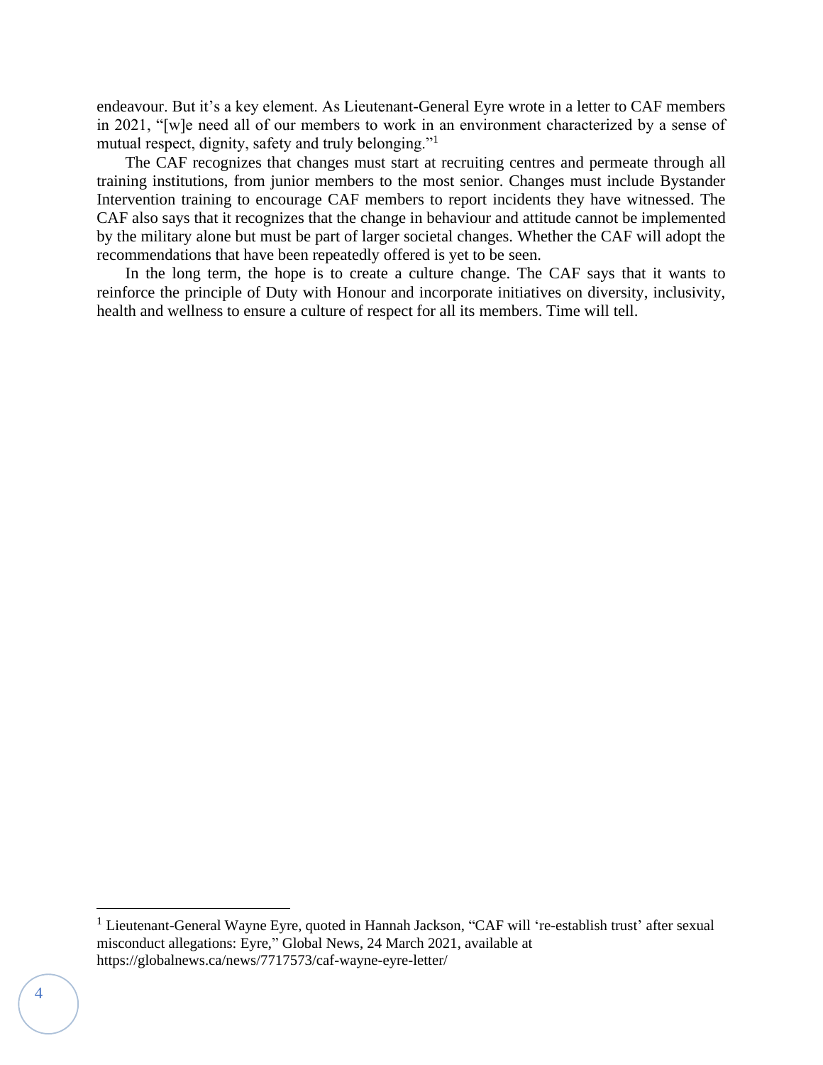endeavour. But it's a key element. As Lieutenant-General Eyre wrote in a letter to CAF members in 2021, "[w]e need all of our members to work in an environment characterized by a sense of mutual respect, dignity, safety and truly belonging."[1]

The CAF recognizes that changes must start at recruiting centres and permeate through all training institutions, from junior members to the most senior. Changes must include Bystander Intervention training to encourage CAF members to report incidents they have witnessed. The CAF also says that it recognizes that the change in behaviour and attitude cannot be implemented by the military alone but must be part of larger societal changes. Whether the CAF will adopt the recommendations that have been repeatedly offered is yet to be seen.

In the long term, the hope is to create a culture change. The CAF says that it wants to reinforce the principle of Duty with Honour and incorporate initiatives on diversity, inclusivity, health and wellness to ensure a culture of respect for all its members. Time will tell.

---

[1] Lieutenant-General Wayne Eyre, quoted in Hannah Jackson, "CAF will 're-establish trust' after sexual misconduct allegations: Eyre," Global News, 24 March 2021, available at https://globalnews.ca/news/7717573/caf-wayne-eyre-letter/